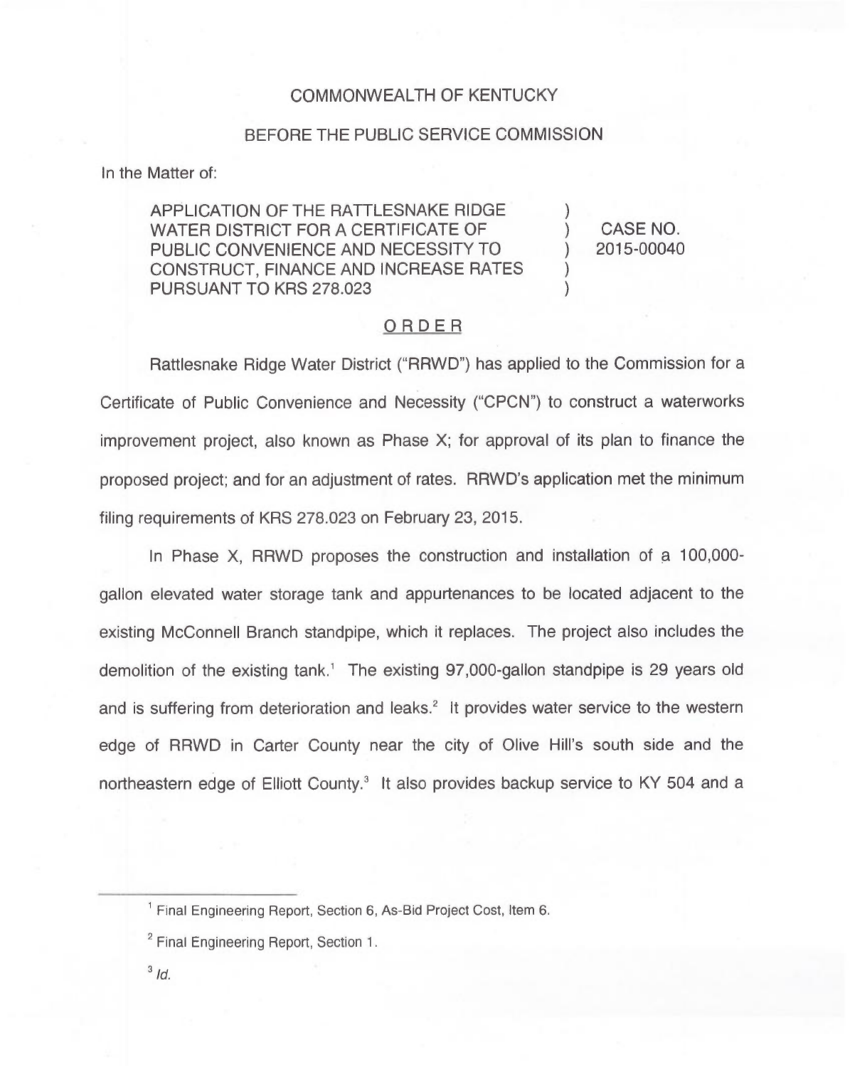COMMONWEALTH OF KENTUCKY

BEFORE THE PUBLIC SERVICE COMMISSION

In the Matter of:

| | | |
|---|---|---|
| APPLICATION OF THE RATTLESNAKE RIDGE WATER DISTRICT FOR A CERTIFICATE OF PUBLIC CONVENIENCE AND NECESSITY TO CONSTRUCT, FINANCE AND INCREASE RATES PURSUANT TO KRS 278.023 | ) ) ) ) ) | CASE NO. 2015-00040 |

## ORDER

Rattlesnake Ridge Water District ("RRWD") has applied to the Commission for a Certificate of Public Convenience and Necessity ("CPCN") to construct a waterworks improvement project, also known as Phase X; for approval of its plan to finance the proposed project; and for an adjustment of rates. RRWD's application met the minimum filing requirements of KRS 278.023 on February 23, 2015.

In Phase X, RRWD proposes the construction and installation of a 100,000-gallon elevated water storage tank and appurtenances to be located adjacent to the existing McConnell Branch standpipe, which it replaces. The project also includes the demolition of the existing tank.[1] The existing 97,000-gallon standpipe is 29 years old and is suffering from deterioration and leaks.[2] It provides water service to the western edge of RRWD in Carter County near the city of Olive Hill's south side and the northeastern edge of Elliott County.[3] It also provides backup service to KY 504 and a

---

[1] Final Engineering Report, Section 6, As-Bid Project Cost, Item 6.

[2] Final Engineering Report, Section 1.

[3] *Id.*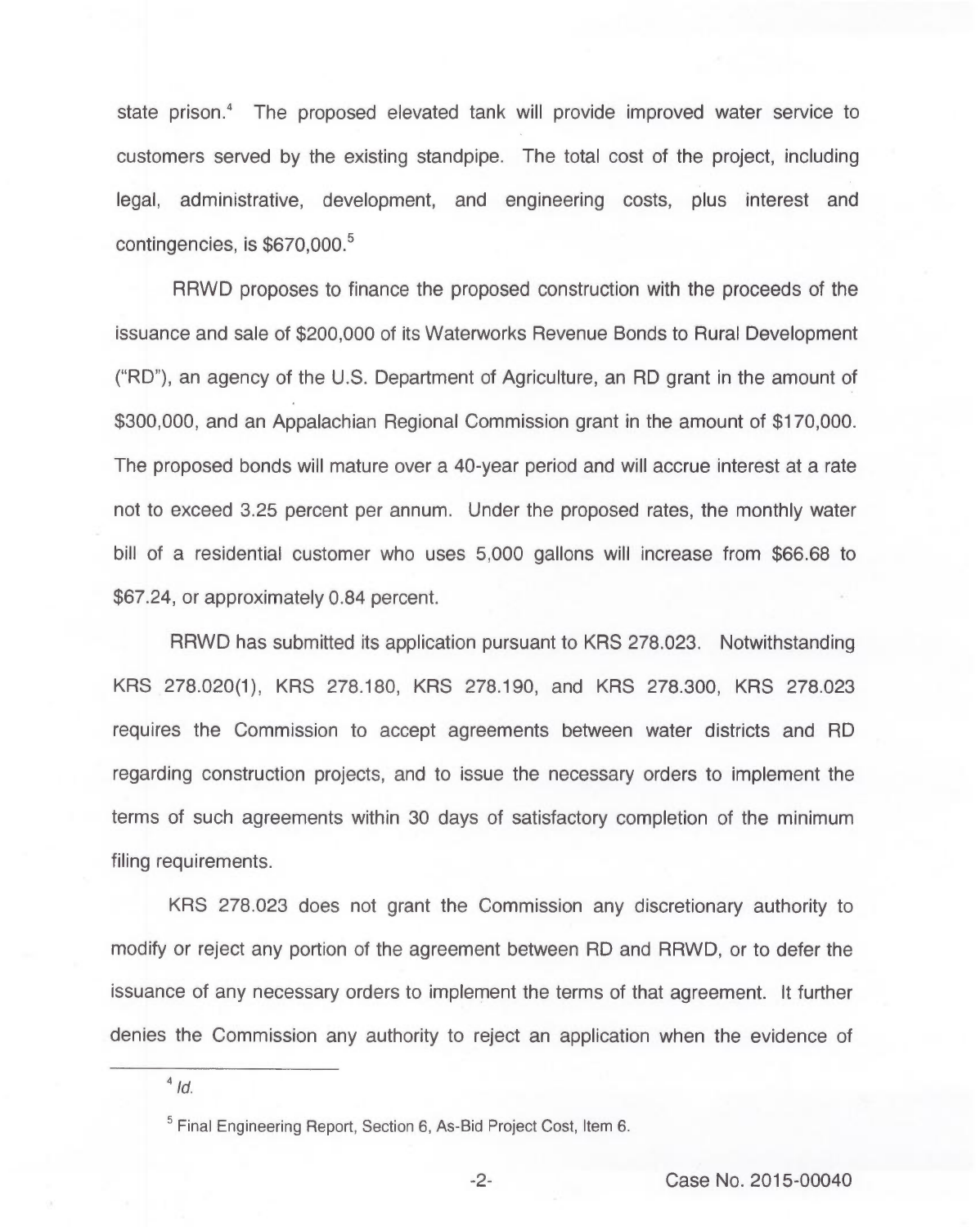state prison.[4] The proposed elevated tank will provide improved water service to customers served by the existing standpipe. The total cost of the project, including legal, administrative, development, and engineering costs, plus interest and contingencies, is $670,000.[5]

RRWD proposes to finance the proposed construction with the proceeds of the issuance and sale of $200,000 of its Waterworks Revenue Bonds to Rural Development ("RD"), an agency of the U.S. Department of Agriculture, an RD grant in the amount of $300,000, and an Appalachian Regional Commission grant in the amount of $170,000. The proposed bonds will mature over a 40-year period and will accrue interest at a rate not to exceed 3.25 percent per annum. Under the proposed rates, the monthly water bill of a residential customer who uses 5,000 gallons will increase from $66.68 to $67.24, or approximately 0.84 percent.

RRWD has submitted its application pursuant to KRS 278.023. Notwithstanding KRS 278.020(1), KRS 278.180, KRS 278.190, and KRS 278.300, KRS 278.023 requires the Commission to accept agreements between water districts and RD regarding construction projects, and to issue the necessary orders to implement the terms of such agreements within 30 days of satisfactory completion of the minimum filing requirements.

KRS 278.023 does not grant the Commission any discretionary authority to modify or reject any portion of the agreement between RD and RRWD, or to defer the issuance of any necessary orders to implement the terms of that agreement. It further denies the Commission any authority to reject an application when the evidence of

---

[4] *Id.*

[5] Final Engineering Report, Section 6, As-Bid Project Cost, Item 6.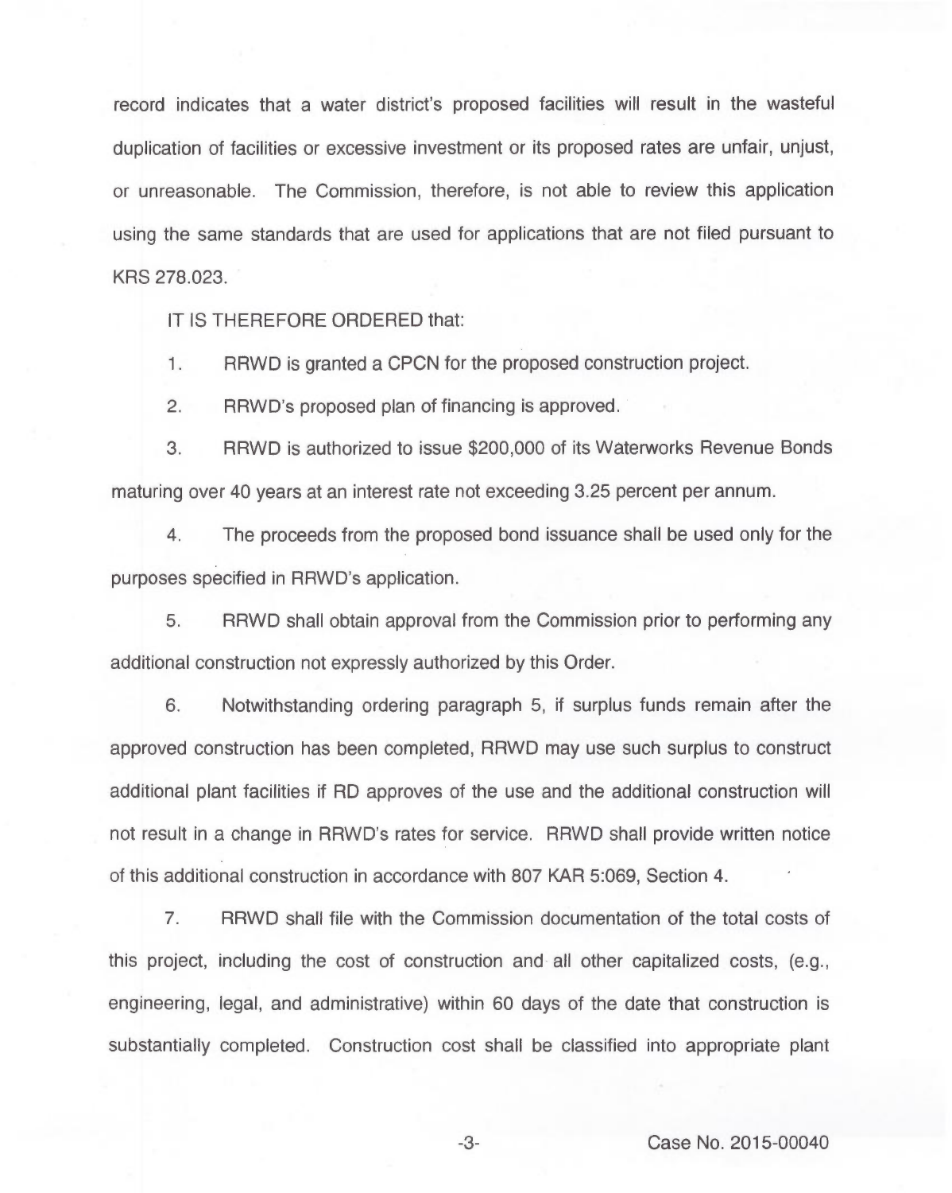record indicates that a water district's proposed facilities will result in the wasteful duplication of facilities or excessive investment or its proposed rates are unfair, unjust, or unreasonable. The Commission, therefore, is not able to review this application using the same standards that are used for applications that are not filed pursuant to KRS 278.023.

IT IS THEREFORE ORDERED that:

1. RRWD is granted a CPCN for the proposed construction project.

2. RRWD's proposed plan of financing is approved.

3. RRWD is authorized to issue $200,000 of its Waterworks Revenue Bonds maturing over 40 years at an interest rate not exceeding 3.25 percent per annum.

4. The proceeds from the proposed bond issuance shall be used only for the purposes specified in RRWD's application.

5. RRWD shall obtain approval from the Commission prior to performing any additional construction not expressly authorized by this Order.

6. Notwithstanding ordering paragraph 5, if surplus funds remain after the approved construction has been completed, RRWD may use such surplus to construct additional plant facilities if RD approves of the use and the additional construction will not result in a change in RRWD's rates for service. RRWD shall provide written notice of this additional construction in accordance with 807 KAR 5:069, Section 4.

7. RRWD shall file with the Commission documentation of the total costs of this project, including the cost of construction and all other capitalized costs, (e.g., engineering, legal, and administrative) within 60 days of the date that construction is substantially completed. Construction cost shall be classified into appropriate plant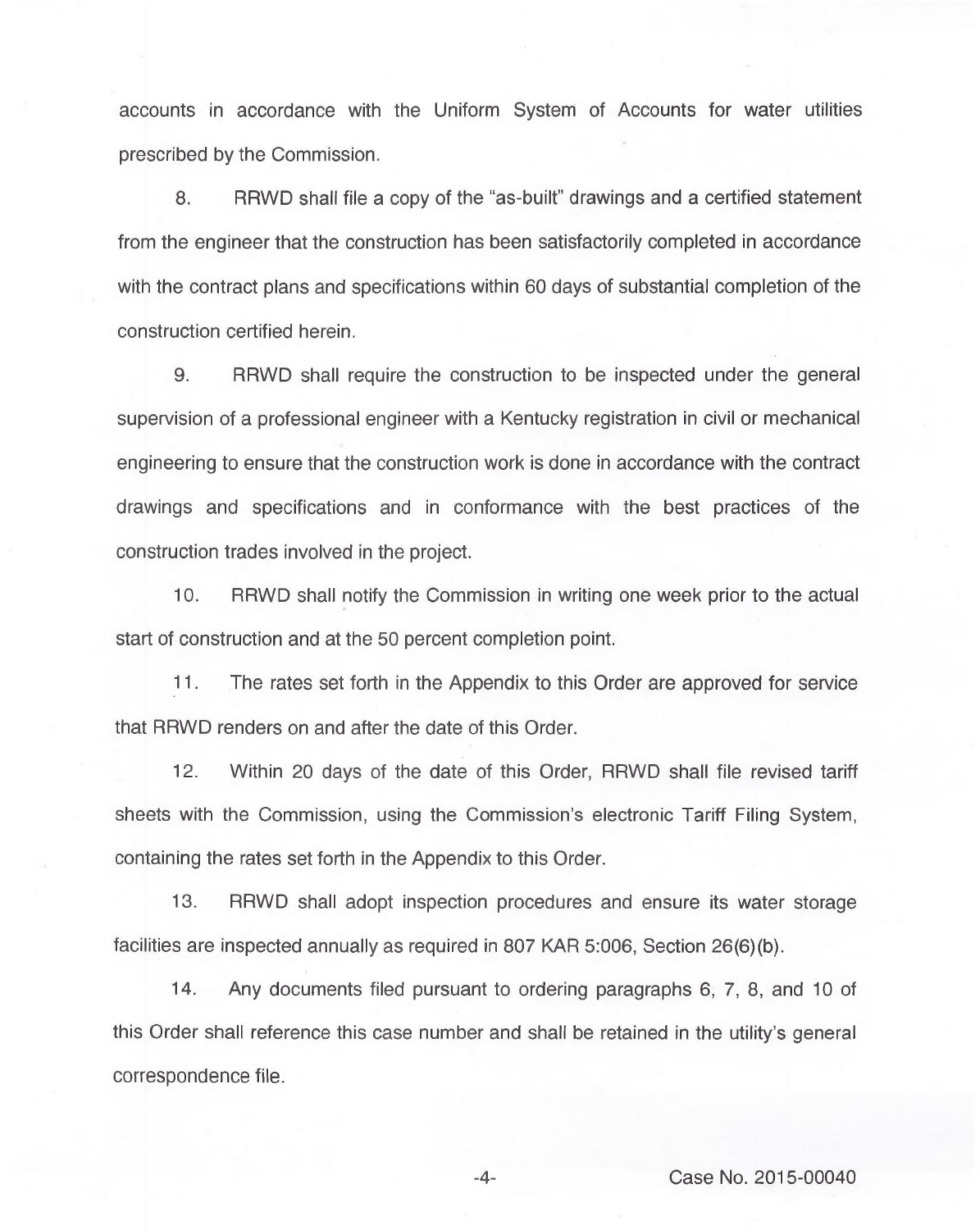accounts in accordance with the Uniform System of Accounts for water utilities prescribed by the Commission.

8. RRWD shall file a copy of the "as-built" drawings and a certified statement from the engineer that the construction has been satisfactorily completed in accordance with the contract plans and specifications within 60 days of substantial completion of the construction certified herein.

9. RRWD shall require the construction to be inspected under the general supervision of a professional engineer with a Kentucky registration in civil or mechanical engineering to ensure that the construction work is done in accordance with the contract drawings and specifications and in conformance with the best practices of the construction trades involved in the project.

10. RRWD shall notify the Commission in writing one week prior to the actual start of construction and at the 50 percent completion point.

11. The rates set forth in the Appendix to this Order are approved for service that RRWD renders on and after the date of this Order.

12. Within 20 days of the date of this Order, RRWD shall file revised tariff sheets with the Commission, using the Commission's electronic Tariff Filing System, containing the rates set forth in the Appendix to this Order.

13. RRWD shall adopt inspection procedures and ensure its water storage facilities are inspected annually as required in 807 KAR 5:006, Section 26(6)(b).

14. Any documents filed pursuant to ordering paragraphs 6, 7, 8, and 10 of this Order shall reference this case number and shall be retained in the utility's general correspondence file.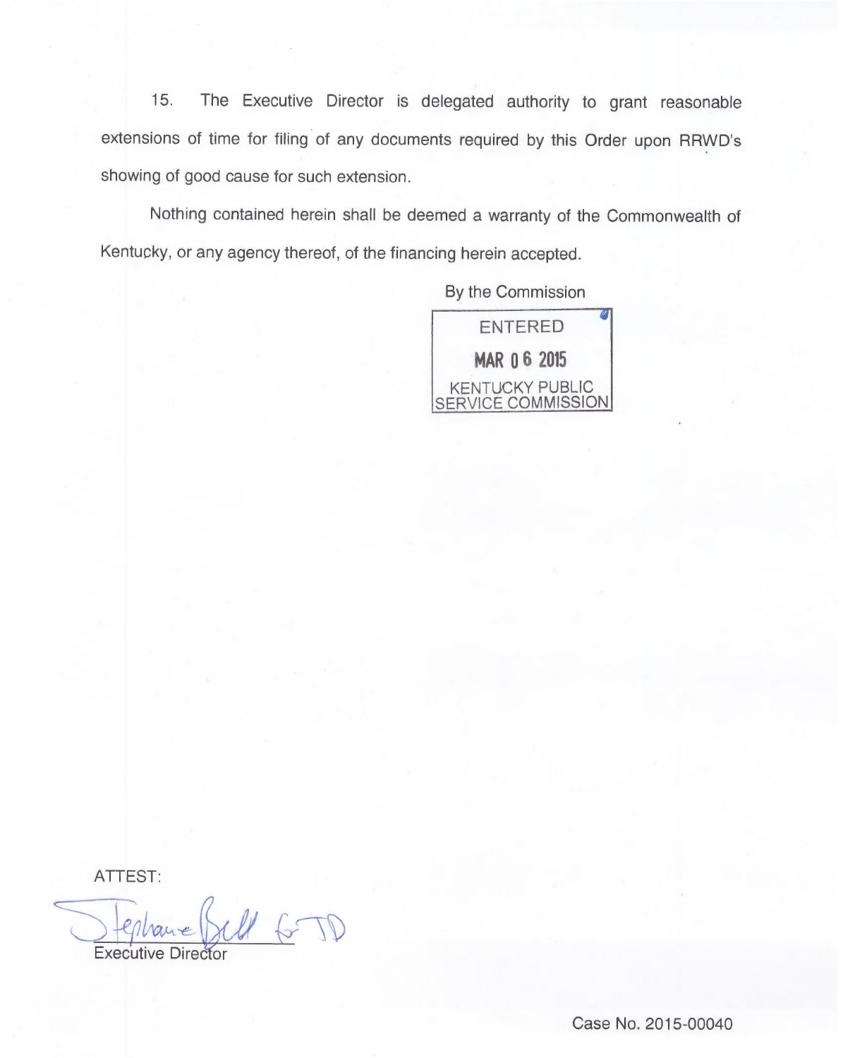15. The Executive Director is delegated authority to grant reasonable extensions of time for filing of any documents required by this Order upon RRWD's showing of good cause for such extension.

Nothing contained herein shall be deemed a warranty of the Commonwealth of Kentucky, or any agency thereof, of the financing herein accepted.

By the Commission

ENTERED
MAR 06 2015
KENTUCKY PUBLIC SERVICE COMMISSION

ATTEST:

Stephanie Bell for JD

Executive Director

Case No. 2015-00040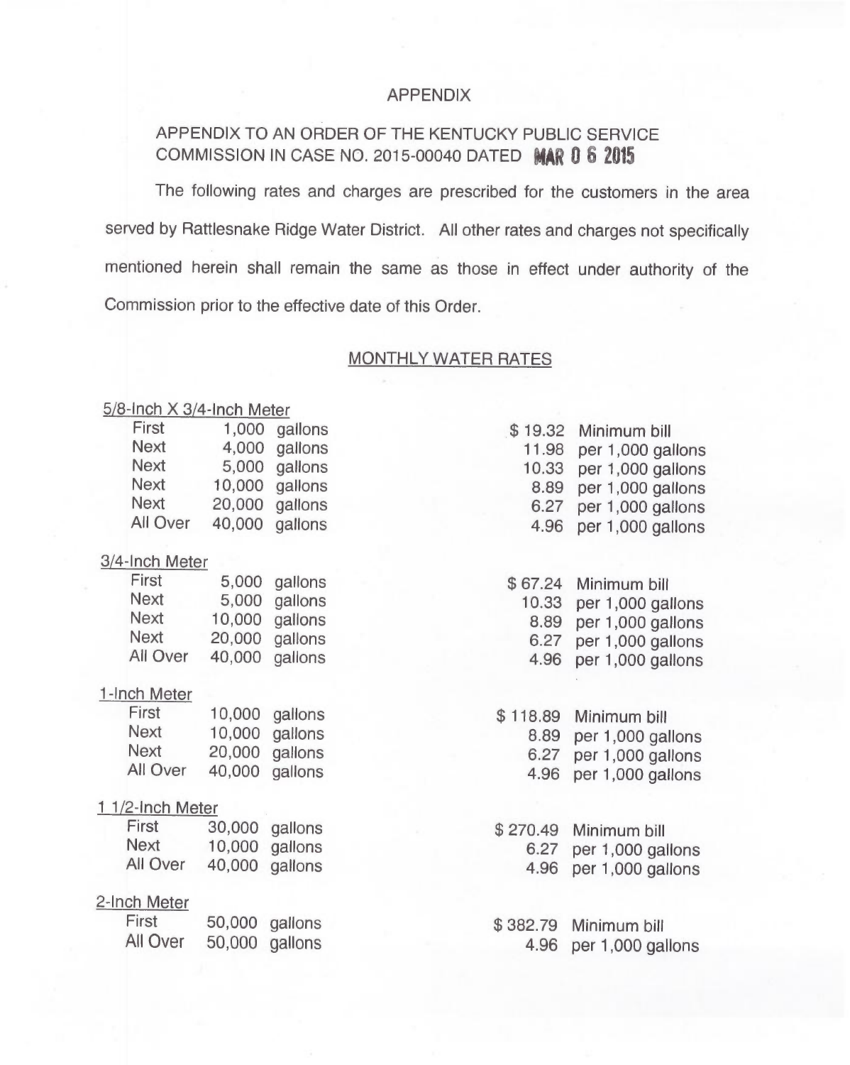# APPENDIX

APPENDIX TO AN ORDER OF THE KENTUCKY PUBLIC SERVICE COMMISSION IN CASE NO. 2015-00040 DATED MAR 0 6 2015

The following rates and charges are prescribed for the customers in the area served by Rattlesnake Ridge Water District. All other rates and charges not specifically mentioned herein shall remain the same as those in effect under authority of the Commission prior to the effective date of this Order.

## MONTHLY WATER RATES

**5/8-Inch X 3/4-Inch Meter**

| | | | |
|---|---|---|---|
| First | 1,000 gallons | $ 19.32 | Minimum bill |
| Next | 4,000 gallons | 11.98 | per 1,000 gallons |
| Next | 5,000 gallons | 10.33 | per 1,000 gallons |
| Next | 10,000 gallons | 8.89 | per 1,000 gallons |
| Next | 20,000 gallons | 6.27 | per 1,000 gallons |
| All Over | 40,000 gallons | 4.96 | per 1,000 gallons |

**3/4-Inch Meter**

| | | | |
|---|---|---|---|
| First | 5,000 gallons | $ 67.24 | Minimum bill |
| Next | 5,000 gallons | 10.33 | per 1,000 gallons |
| Next | 10,000 gallons | 8.89 | per 1,000 gallons |
| Next | 20,000 gallons | 6.27 | per 1,000 gallons |
| All Over | 40,000 gallons | 4.96 | per 1,000 gallons |

**1-Inch Meter**

| | | | |
|---|---|---|---|
| First | 10,000 gallons | $ 118.89 | Minimum bill |
| Next | 10,000 gallons | 8.89 | per 1,000 gallons |
| Next | 20,000 gallons | 6.27 | per 1,000 gallons |
| All Over | 40,000 gallons | 4.96 | per 1,000 gallons |

**1 1/2-Inch Meter**

| | | | |
|---|---|---|---|
| First | 30,000 gallons | $ 270.49 | Minimum bill |
| Next | 10,000 gallons | 6.27 | per 1,000 gallons |
| All Over | 40,000 gallons | 4.96 | per 1,000 gallons |

**2-Inch Meter**

| | | | |
|---|---|---|---|
| First | 50,000 gallons | $ 382.79 | Minimum bill |
| All Over | 50,000 gallons | 4.96 | per 1,000 gallons |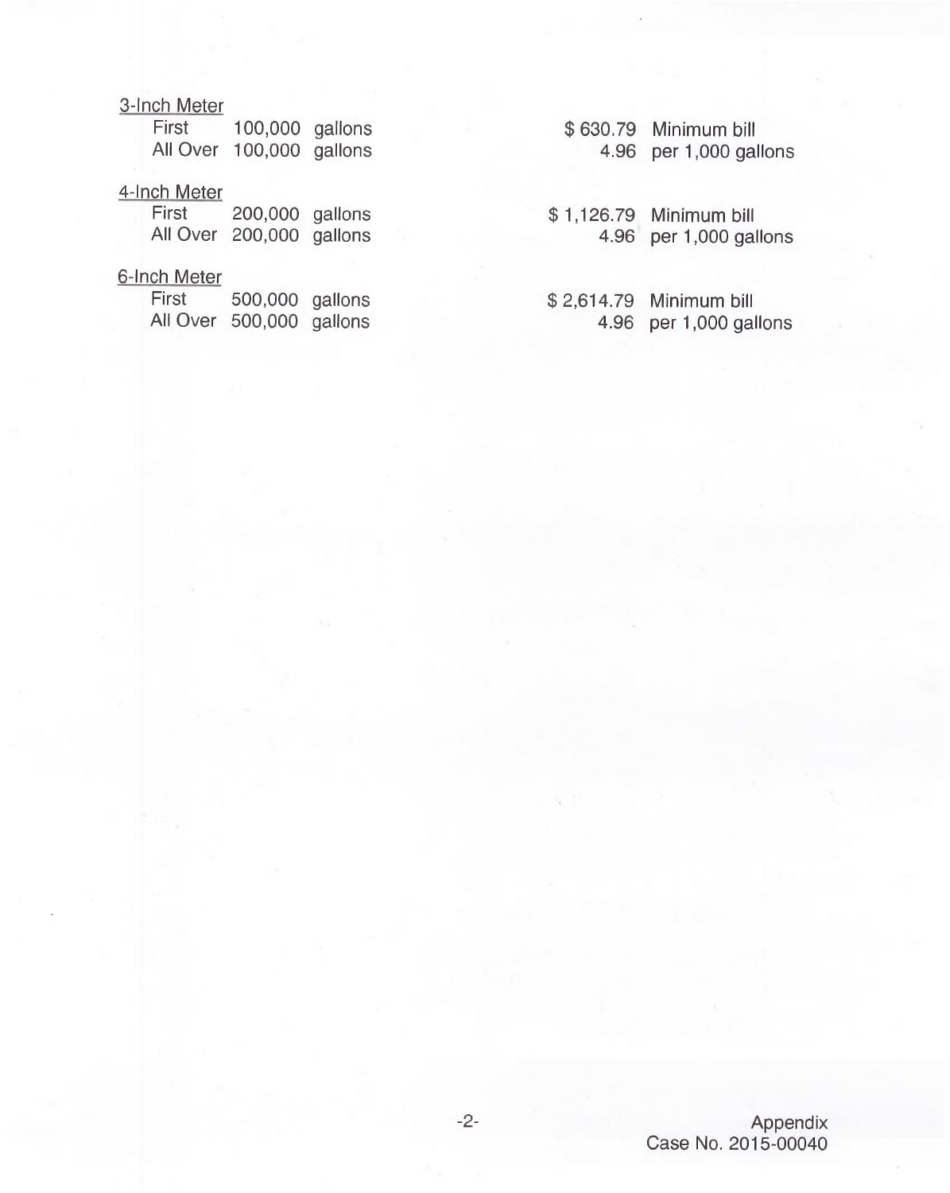3-Inch Meter

| | | | | |
|---|---|---|---|---|
| First | 100,000 | gallons | $ 630.79 | Minimum bill |
| All Over | 100,000 | gallons | 4.96 | per 1,000 gallons |

4-Inch Meter

| | | | | |
|---|---|---|---|---|
| First | 200,000 | gallons | $ 1,126.79 | Minimum bill |
| All Over | 200,000 | gallons | 4.96 | per 1,000 gallons |

6-Inch Meter

| | | | | |
|---|---|---|---|---|
| First | 500,000 | gallons | $ 2,614.79 | Minimum bill |
| All Over | 500,000 | gallons | 4.96 | per 1,000 gallons |

Appendix
Case No. 2015-00040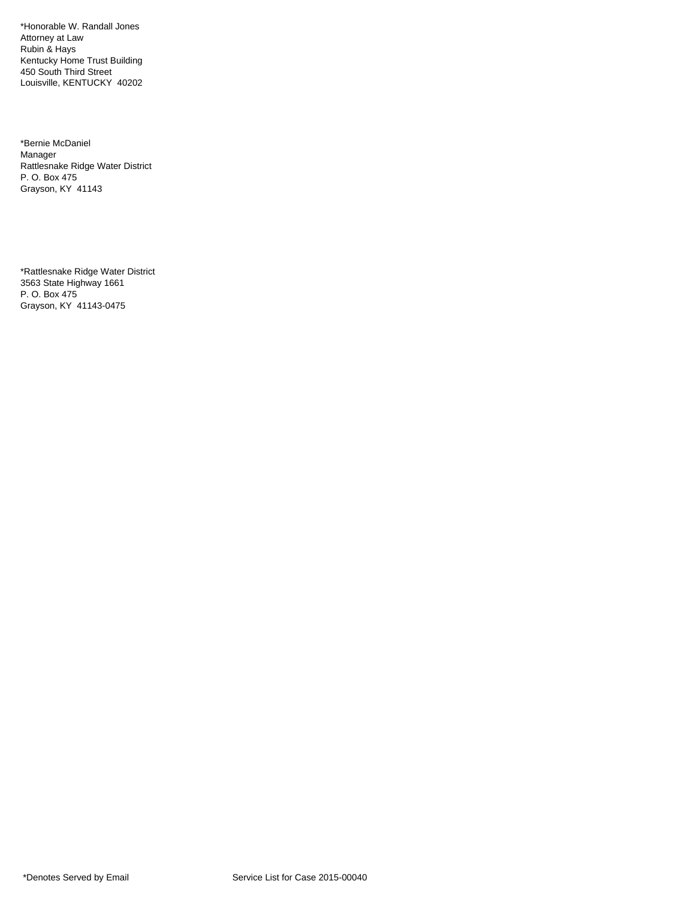*Honorable W. Randall Jones
Attorney at Law
Rubin & Hays
Kentucky Home Trust Building
450 South Third Street
Louisville, KENTUCKY  40202

*Bernie McDaniel
Manager
Rattlesnake Ridge Water District
P. O. Box 475
Grayson, KY  41143

*Rattlesnake Ridge Water District
3563 State Highway 1661
P. O. Box 475
Grayson, KY  41143-0475

*Denotes Served by Email

Service List for Case 2015-00040